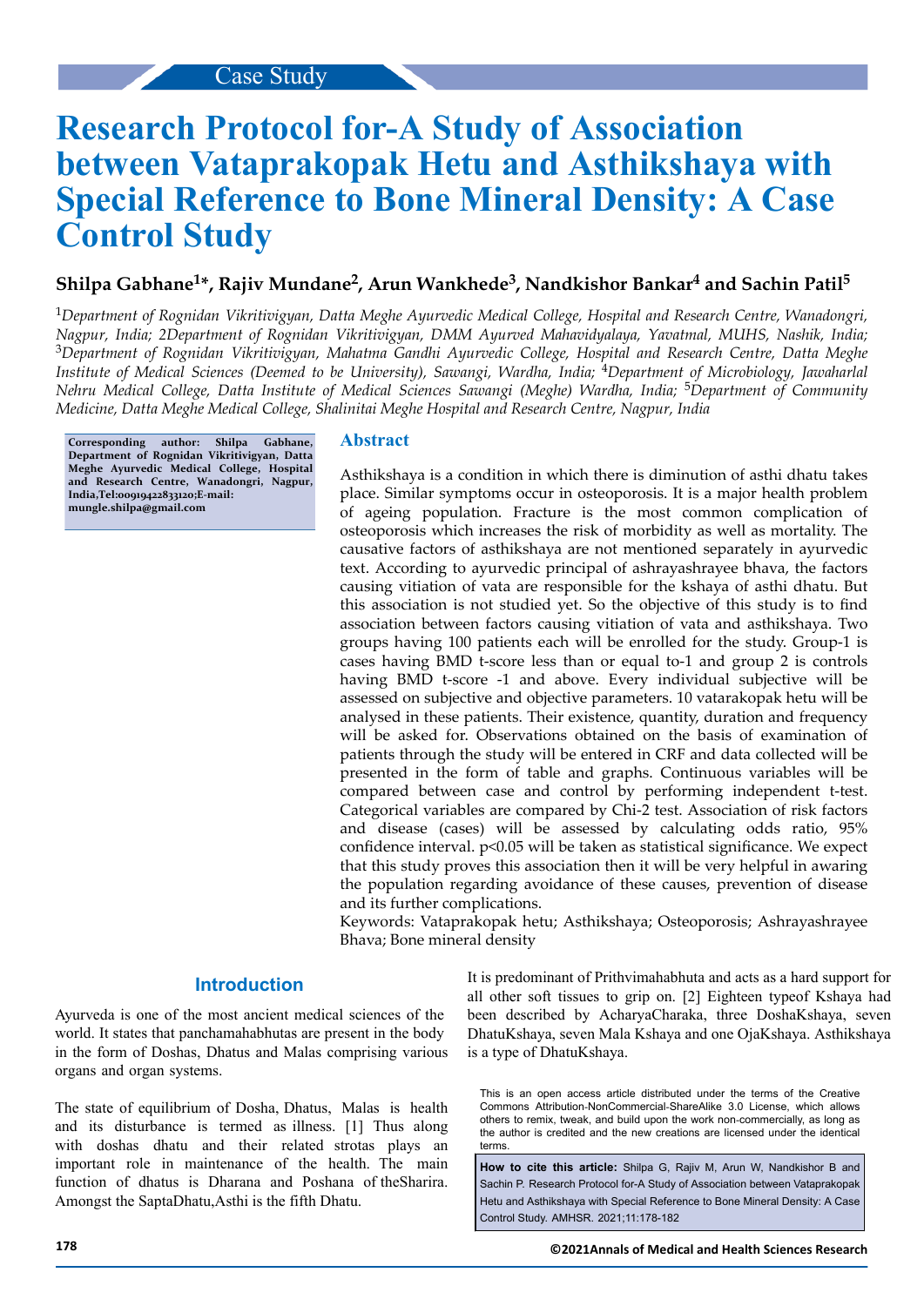Case Study

# Research Protocol for-A Study of Association between Vataprakopak Hetu and Asthikshaya with Special Reference to Bone Mineral Density: A Case Control Study

**Shilpa Gabhane[1]*, Rajiv Mundane[2], Arun Wankhede[3], Nandkishor Bankar[4] and Sachin Patil[5]**

[1]*Department of Rognidan Vikritivigyan, Datta Meghe Ayurvedic Medical College, Hospital and Research Centre, Wanadongri, Nagpur, India; 2Department of Rognidan Vikritivigyan, DMM Ayurved Mahavidyalaya, Yavatmal, MUHS, Nashik, India;* [3]*Department of Rognidan Vikritivigyan, Mahatma Gandhi Ayurvedic College, Hospital and Research Centre, Datta Meghe Institute of Medical Sciences (Deemed to be University), Sawangi, Wardha, India;* [4]*Department of Microbiology, Jawaharlal Nehru Medical College, Datta Institute of Medical Sciences Sawangi (Meghe) Wardha, India;* [5]*Department of Community Medicine, Datta Meghe Medical College, Shalinitai Meghe Hospital and Research Centre, Nagpur, India*

**Corresponding author: Shilpa Gabhane, Department of Rognidan Vikritivigyan, Datta Meghe Ayurvedic Medical College, Hospital and Research Centre, Wanadongri, Nagpur, India,Tel:00919422833120;E-mail: mungle.shilpa@gmail.com**

## Abstract

Asthikshaya is a condition in which there is diminution of asthi dhatu takes place. Similar symptoms occur in osteoporosis. It is a major health problem of ageing population. Fracture is the most common complication of osteoporosis which increases the risk of morbidity as well as mortality. The causative factors of asthikshaya are not mentioned separately in ayurvedic text. According to ayurvedic principal of ashrayashrayee bhava, the factors causing vitiation of vata are responsible for the kshaya of asthi dhatu. But this association is not studied yet. So the objective of this study is to find association between factors causing vitiation of vata and asthikshaya. Two groups having 100 patients each will be enrolled for the study. Group-1 is cases having BMD t-score less than or equal to-1 and group 2 is controls having BMD t-score -1 and above. Every individual subjective will be assessed on subjective and objective parameters. 10 vatarakopak hetu will be analysed in these patients. Their existence, quantity, duration and frequency will be asked for. Observations obtained on the basis of examination of patients through the study will be entered in CRF and data collected will be presented in the form of table and graphs. Continuous variables will be compared between case and control by performing independent t-test. Categorical variables are compared by Chi-2 test. Association of risk factors and disease (cases) will be assessed by calculating odds ratio, 95% confidence interval. $p<0.05$ will be taken as statistical significance. We expect that this study proves this association then it will be very helpful in awaring the population regarding avoidance of these causes, prevention of disease and its further complications.

Keywords: Vataprakopak hetu; Asthikshaya; Osteoporosis; Ashrayashrayee Bhava; Bone mineral density

## Introduction

Ayurveda is one of the most ancient medical sciences of the world. It states that panchamahabhutas are present in the body in the form of Doshas, Dhatus and Malas comprising various organs and organ systems.

The state of equilibrium of Dosha, Dhatus, Malas is health and its disturbance is termed as illness. [1] Thus along with doshas dhatu and their related strotas plays an important role in maintenance of the health. The main function of dhatus is Dharana and Poshana of theSharira. Amongst the SaptaDhatu,Asthi is the fifth Dhatu.

It is predominant of Prithvimahabhuta and acts as a hard support for all other soft tissues to grip on. [2] Eighteen typeof Kshaya had been described by AcharyaCharaka, three DoshaKshaya, seven DhatuKshaya, seven Mala Kshaya and one OjaKshaya. Asthikshaya is a type of DhatuKshaya.

This is an open access article distributed under the terms of the Creative Commons Attribution-NonCommercial-ShareAlike 3.0 License, which allows others to remix, tweak, and build upon the work non-commercially, as long as the author is credited and the new creations are licensed under the identical terms.

**How to cite this article:** Shilpa G, Rajiv M, Arun W, Nandkishor B and Sachin P. Research Protocol for-A Study of Association between Vataprakopak Hetu and Asthikshaya with Special Reference to Bone Mineral Density: A Case Control Study. AMHSR. 2021;11:178-182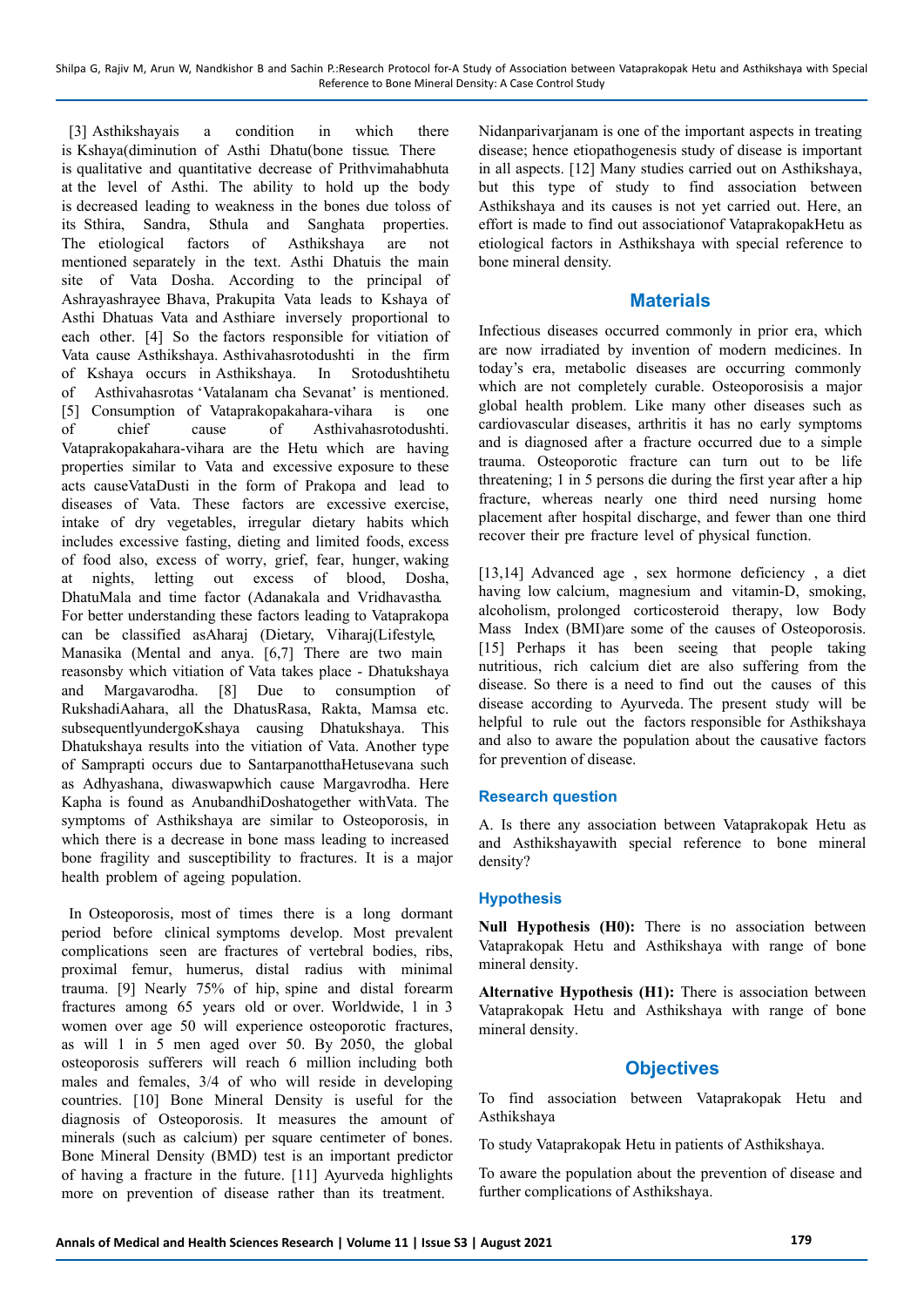[3] Asthikshayais a condition in which there is Kshaya(diminution of Asthi Dhatu(bone tissue. There is qualitative and quantitative decrease of Prithvimahabhuta at the level of Asthi. The ability to hold up the body is decreased leading to weakness in the bones due toloss of its Sthira, Sandra, Sthula and Sanghata properties. The etiological factors of Asthikshaya are not mentioned separately in the text. Asthi Dhatuis the main site of Vata Dosha. According to the principal of Ashrayashrayee Bhava, Prakupita Vata leads to Kshaya of Asthi Dhatuas Vata and Asthiare inversely proportional to each other. [4] So the factors responsible for vitiation of Vata cause Asthikshaya. Asthivahasrotodushti in the firm of Kshaya occurs in Asthikshaya. In Srotodushtihetu of Asthivahasrotas 'Vatalanam cha Sevanat' is mentioned. [5] Consumption of Vataprakopakahara-vihara is one of chief cause of Asthivahasrotodushti. Vataprakopakahara-vihara are the Hetu which are having properties similar to Vata and excessive exposure to these acts causeVataDusti in the form of Prakopa and lead to diseases of Vata. These factors are excessive exercise, intake of dry vegetables, irregular dietary habits which includes excessive fasting, dieting and limited foods, excess of food also, excess of worry, grief, fear, hunger, waking at nights, letting out excess of blood, Dosha, DhatuMala and time factor (Adanakala and Vridhavastha. For better understanding these factors leading to Vataprakopa can be classified asAharaj (Dietary, Viharaj(Lifestyle, Manasika (Mental and anya. [6,7] There are two main reasonsby which vitiation of Vata takes place - Dhatukshaya and Margavarodha. [8] Due to consumption of RukshadiAahara, all the DhatusRasa, Rakta, Mamsa etc. subsequentlyundergoKshaya causing Dhatukshaya. This Dhatukshaya results into the vitiation of Vata. Another type of Samprapti occurs due to SantarpanotthaHetusevana such as Adhyashana, diwaswapwhich cause Margavrodha. Here Kapha is found as AnubandhiDoshatogether withVata. The symptoms of Asthikshaya are similar to Osteoporosis, in which there is a decrease in bone mass leading to increased bone fragility and susceptibility to fractures. It is a major health problem of ageing population.

In Osteoporosis, most of times there is a long dormant period before clinical symptoms develop. Most prevalent complications seen are fractures of vertebral bodies, ribs, proximal femur, humerus, distal radius with minimal trauma. [9] Nearly 75% of hip, spine and distal forearm fractures among 65 years old or over. Worldwide, 1 in 3 women over age 50 will experience osteoporotic fractures, as will 1 in 5 men aged over 50. By 2050, the global osteoporosis sufferers will reach 6 million including both males and females, 3/4 of who will reside in developing countries. [10] Bone Mineral Density is useful for the diagnosis of Osteoporosis. It measures the amount of minerals (such as calcium) per square centimeter of bones. Bone Mineral Density (BMD) test is an important predictor of having a fracture in the future. [11] Ayurveda highlights more on prevention of disease rather than its treatment. Nidanparivarjanam is one of the important aspects in treating disease; hence etiopathogenesis study of disease is important in all aspects. [12] Many studies carried out on Asthikshaya, but this type of study to find association between Asthikshaya and its causes is not yet carried out. Here, an effort is made to find out associationof VataprakopakHetu as etiological factors in Asthikshaya with special reference to bone mineral density.

## Materials

Infectious diseases occurred commonly in prior era, which are now irradiated by invention of modern medicines. In today's era, metabolic diseases are occurring commonly which are not completely curable. Osteoporosisis a major global health problem. Like many other diseases such as cardiovascular diseases, arthritis it has no early symptoms and is diagnosed after a fracture occurred due to a simple trauma. Osteoporotic fracture can turn out to be life threatening; 1 in 5 persons die during the first year after a hip fracture, whereas nearly one third need nursing home placement after hospital discharge, and fewer than one third recover their pre fracture level of physical function.

[13,14] Advanced age , sex hormone deficiency , a diet having low calcium, magnesium and vitamin-D, smoking, alcoholism, prolonged corticosteroid therapy, low Body Mass Index (BMI)are some of the causes of Osteoporosis. [15] Perhaps it has been seeing that people taking nutritious, rich calcium diet are also suffering from the disease. So there is a need to find out the causes of this disease according to Ayurveda. The present study will be helpful to rule out the factors responsible for Asthikshaya and also to aware the population about the causative factors for prevention of disease.

### Research question

A. Is there any association between Vataprakopak Hetu as and Asthikshayawith special reference to bone mineral density?

### Hypothesis

**Null Hypothesis (H0):** There is no association between Vataprakopak Hetu and Asthikshaya with range of bone mineral density.

**Alternative Hypothesis (H1):** There is association between Vataprakopak Hetu and Asthikshaya with range of bone mineral density.

## Objectives

To find association between Vataprakopak Hetu and Asthikshaya

To study Vataprakopak Hetu in patients of Asthikshaya.

To aware the population about the prevention of disease and further complications of Asthikshaya.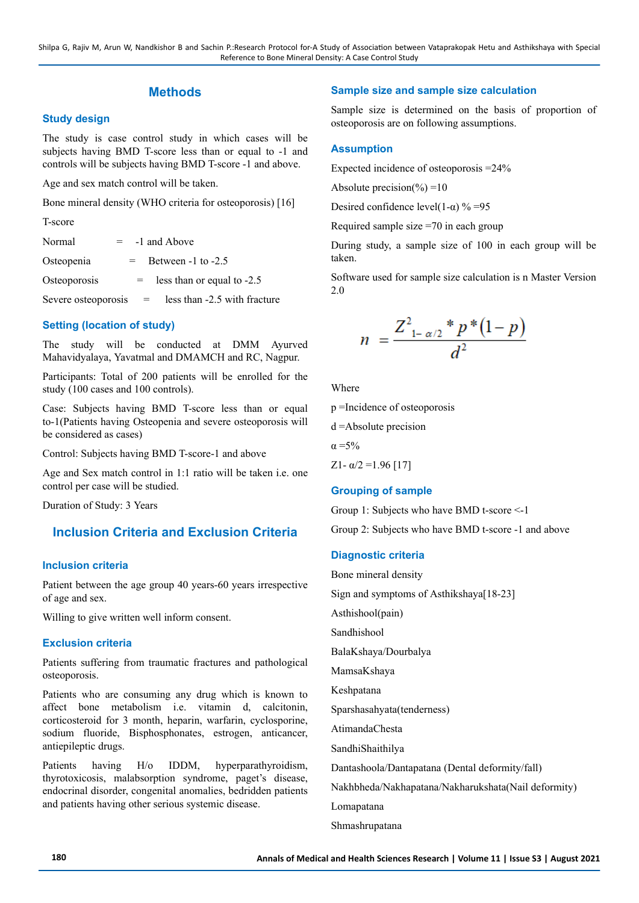## Methods

### Study design

The study is case control study in which cases will be subjects having BMD T-score less than or equal to -1 and controls will be subjects having BMD T-score -1 and above.

Age and sex match control will be taken.

Bone mineral density (WHO criteria for osteoporosis) [16]

T-score

Normal = -1 and Above

Osteopenia = Between -1 to -2.5

Osteoporosis = less than or equal to -2.5

Severe osteoporosis = less than -2.5 with fracture

### Setting (location of study)

The study will be conducted at DMM Ayurved Mahavidyalaya, Yavatmal and DMAMCH and RC, Nagpur.

Participants: Total of 200 patients will be enrolled for the study (100 cases and 100 controls).

Case: Subjects having BMD T-score less than or equal to-1(Patients having Osteopenia and severe osteoporosis will be considered as cases)

Control: Subjects having BMD T-score-1 and above

Age and Sex match control in 1:1 ratio will be taken i.e. one control per case will be studied.

Duration of Study: 3 Years

## Inclusion Criteria and Exclusion Criteria

### Inclusion criteria

Patient between the age group 40 years-60 years irrespective of age and sex.

Willing to give written well inform consent.

### Exclusion criteria

Patients suffering from traumatic fractures and pathological osteoporosis.

Patients who are consuming any drug which is known to affect bone metabolism i.e. vitamin d, calcitonin, corticosteroid for 3 month, heparin, warfarin, cyclosporine, sodium fluoride, Bisphosphonates, estrogen, anticancer, antiepileptic drugs.

Patients having H/o IDDM, hyperparathyroidism, thyrotoxicosis, malabsorption syndrome, paget's disease, endocrinal disorder, congenital anomalies, bedridden patients and patients having other serious systemic disease.

### Sample size and sample size calculation

Sample size is determined on the basis of proportion of osteoporosis are on following assumptions.

### Assumption

Expected incidence of osteoporosis =24%

Absolute precision(%) =10

Desired confidence level(1-α) % =95

Required sample size =70 in each group

During study, a sample size of 100 in each group will be taken.

Software used for sample size calculation is n Master Version 2.0

$$n = \frac{Z^2_{1-\alpha/2} * p * (1-p)}{d^2}$$

Where

p =Incidence of osteoporosis

d =Absolute precision

α =5%

$Z_{1-\alpha/2}$ =1.96 [17]

### Grouping of sample

Group 1: Subjects who have BMD t-score <-1

Group 2: Subjects who have BMD t-score -1 and above

### Diagnostic criteria

Bone mineral density

Sign and symptoms of Asthikshaya[18-23]

Asthishool(pain)

Sandhishool

BalaKshaya/Dourbalya

MamsaKshaya

Keshpatana

Sparshasahyata(tenderness)

AtimandaChesta

SandhiShaithilya

Dantashoola/Dantapatana (Dental deformity/fall)

Nakhbheda/Nakhapatana/Nakharukshata(Nail deformity)

Lomapatana

Shmashrupatana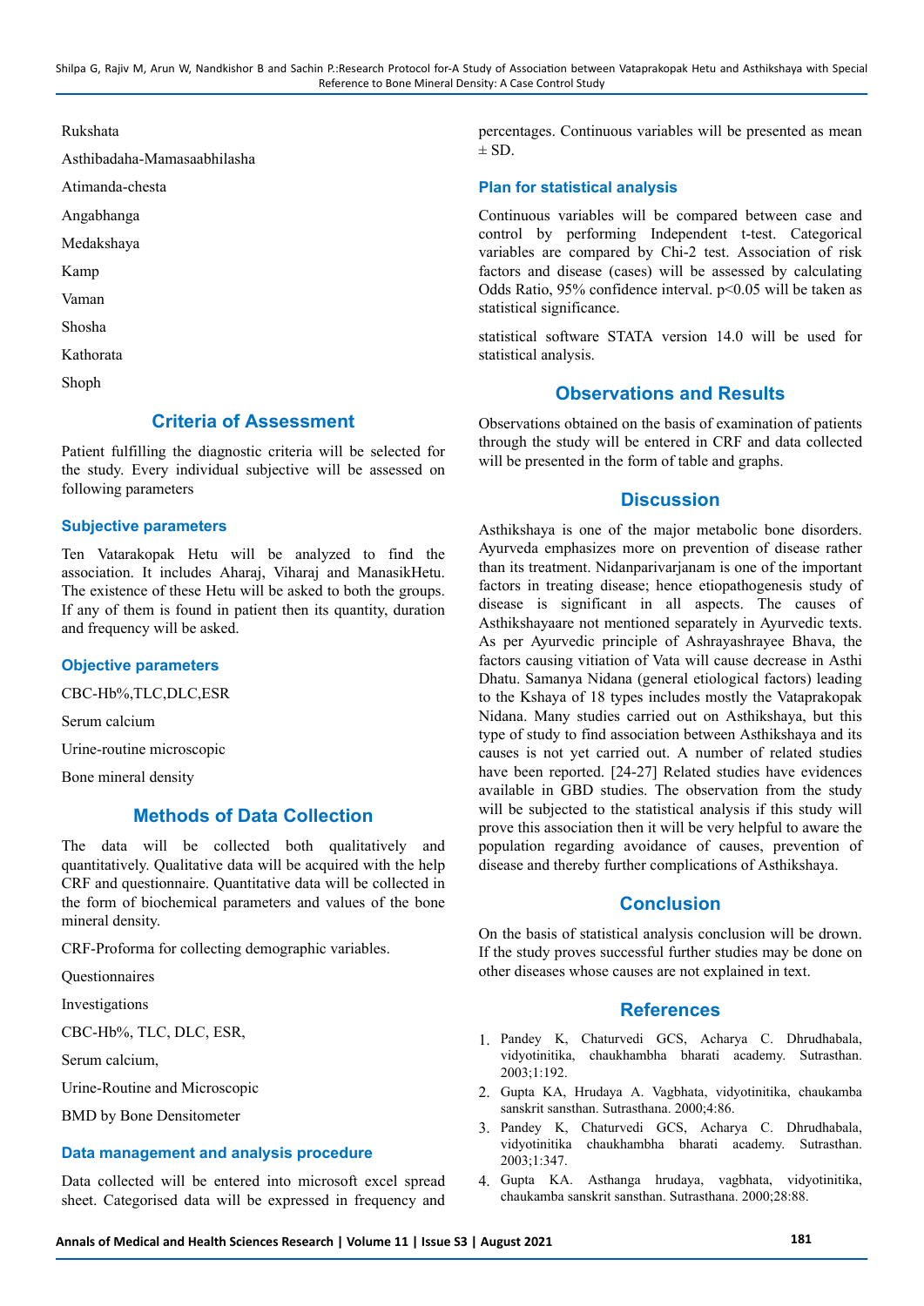Rukshata

Asthibadaha-Mamasaabhilasha

Atimanda-chesta

Angabhanga

Medakshaya

Kamp

Vaman

Shosha

Kathorata

Shoph

## Criteria of Assessment

Patient fulfilling the diagnostic criteria will be selected for the study. Every individual subjective will be assessed on following parameters

### Subjective parameters

Ten Vatarakopak Hetu will be analyzed to find the association. It includes Aharaj, Viharaj and ManasikHetu. The existence of these Hetu will be asked to both the groups. If any of them is found in patient then its quantity, duration and frequency will be asked.

### Objective parameters

CBC-Hb%,TLC,DLC,ESR

Serum calcium

Urine-routine microscopic

Bone mineral density

## Methods of Data Collection

The data will be collected both qualitatively and quantitatively. Qualitative data will be acquired with the help CRF and questionnaire. Quantitative data will be collected in the form of biochemical parameters and values of the bone mineral density.

CRF-Proforma for collecting demographic variables.

Questionnaires

Investigations

CBC-Hb%, TLC, DLC, ESR,

Serum calcium,

Urine-Routine and Microscopic

BMD by Bone Densitometer

### Data management and analysis procedure

Data collected will be entered into microsoft excel spread sheet. Categorised data will be expressed in frequency and percentages. Continuous variables will be presented as mean ± SD.

### Plan for statistical analysis

Continuous variables will be compared between case and control by performing Independent t-test. Categorical variables are compared by Chi-2 test. Association of risk factors and disease (cases) will be assessed by calculating Odds Ratio, 95% confidence interval. $p<0.05$ will be taken as statistical significance.

statistical software STATA version 14.0 will be used for statistical analysis.

## Observations and Results

Observations obtained on the basis of examination of patients through the study will be entered in CRF and data collected will be presented in the form of table and graphs.

## Discussion

Asthikshaya is one of the major metabolic bone disorders. Ayurveda emphasizes more on prevention of disease rather than its treatment. Nidanparivarjanam is one of the important factors in treating disease; hence etiopathogenesis study of disease is significant in all aspects. The causes of Asthikshayaare not mentioned separately in Ayurvedic texts. As per Ayurvedic principle of Ashrayashrayee Bhava, the factors causing vitiation of Vata will cause decrease in Asthi Dhatu. Samanya Nidana (general etiological factors) leading to the Kshaya of 18 types includes mostly the Vataprakopak Nidana. Many studies carried out on Asthikshaya, but this type of study to find association between Asthikshaya and its causes is not yet carried out. A number of related studies have been reported. [24-27] Related studies have evidences available in GBD studies. The observation from the study will be subjected to the statistical analysis if this study will prove this association then it will be very helpful to aware the population regarding avoidance of causes, prevention of disease and thereby further complications of Asthikshaya.

## Conclusion

On the basis of statistical analysis conclusion will be drown. If the study proves successful further studies may be done on other diseases whose causes are not explained in text.

## References

1. Pandey K, Chaturvedi GCS, Acharya C. Dhrudhabala, vidyotinitika, chaukhambha bharati academy. Sutrasthan. 2003;1:192.
2. Gupta KA, Hrudaya A. Vagbhata, vidyotinitika, chaukamba sanskrit sansthan. Sutrasthana. 2000;4:86.
3. Pandey K, Chaturvedi GCS, Acharya C. Dhrudhabala, vidyotinitika chaukhambha bharati academy. Sutrasthan. 2003;1:347.
4. Gupta KA. Asthanga hrudaya, vagbhata, vidyotinitika, chaukamba sanskrit sansthan. Sutrasthana. 2000;28:88.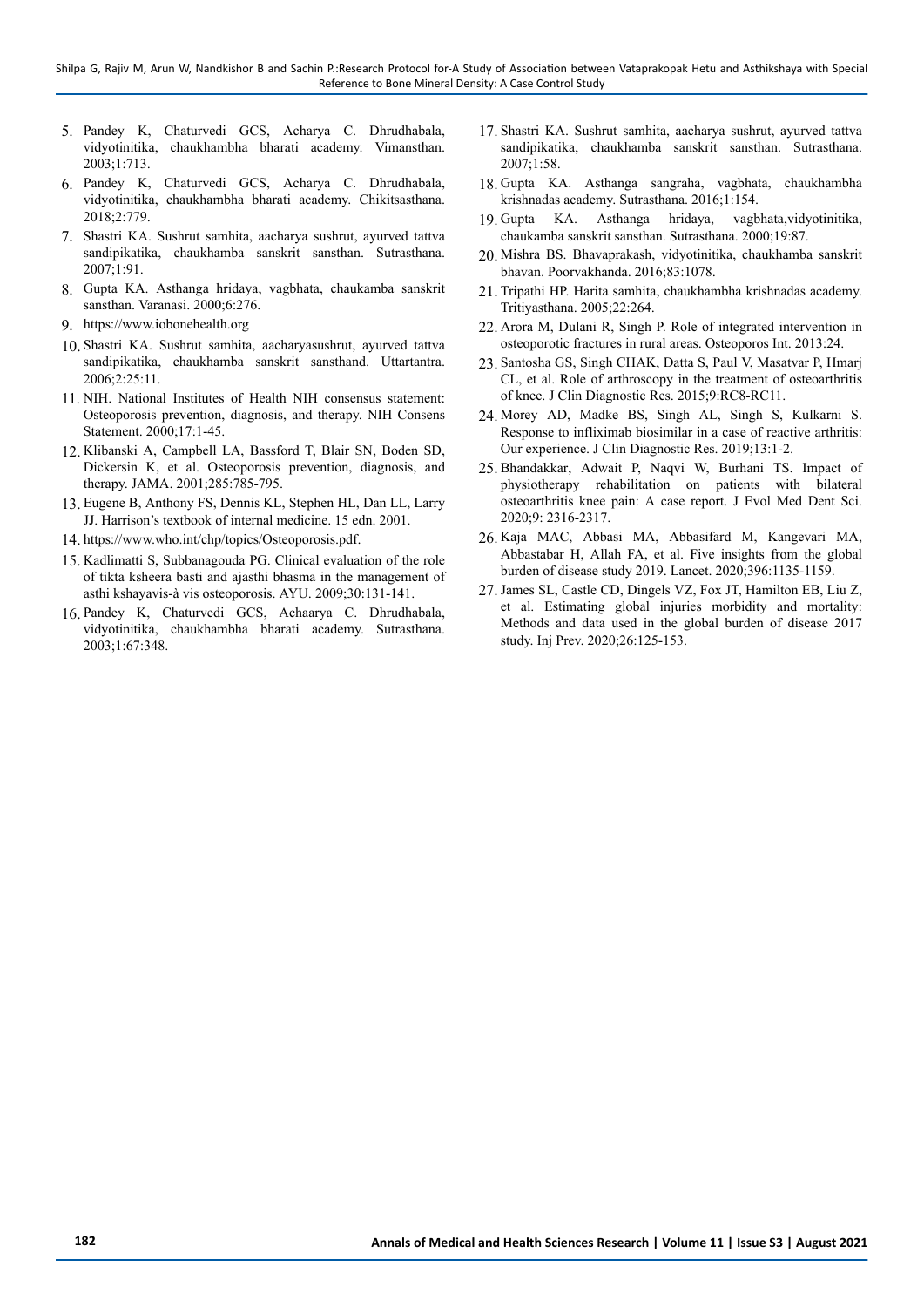5. Pandey K, Chaturvedi GCS, Acharya C. Dhrudhabala, vidyotinitika, chaukhambha bharati academy. Vimansthan. 2003;1:713.
6. Pandey K, Chaturvedi GCS, Acharya C. Dhrudhabala, vidyotinitika, chaukhambha bharati academy. Chikitsasthana. 2018;2:779.
7. Shastri KA. Sushrut samhita, aacharya sushrut, ayurved tattva sandipikatika, chaukhamba sanskrit sansthan. Sutrasthana. 2007;1:91.
8. Gupta KA. Asthanga hridaya, vagbhata, chaukamba sanskrit sansthan. Varanasi. 2000;6:276.
9. https://www.iobonehealth.org
10. Shastri KA. Sushrut samhita, aacharyasushrut, ayurved tattva sandipikatika, chaukhamba sanskrit sansthand. Uttartantra. 2006;2:25:11.
11. NIH. National Institutes of Health NIH consensus statement: Osteoporosis prevention, diagnosis, and therapy. NIH Consens Statement. 2000;17:1-45.
12. Klibanski A, Campbell LA, Bassford T, Blair SN, Boden SD, Dickersin K, et al. Osteoporosis prevention, diagnosis, and therapy. JAMA. 2001;285:785-795.
13. Eugene B, Anthony FS, Dennis KL, Stephen HL, Dan LL, Larry JJ. Harrison's textbook of internal medicine. 15 edn. 2001.
14. https://www.who.int/chp/topics/Osteoporosis.pdf.
15. Kadlimatti S, Subbanagouda PG. Clinical evaluation of the role of tikta ksheera basti and ajasthi bhasma in the management of asthi kshayavis-à vis osteoporosis. AYU. 2009;30:131-141.
16. Pandey K, Chaturvedi GCS, Achaarya C. Dhrudhabala, vidyotinitika, chaukhambha bharati academy. Sutrasthana. 2003;1:67:348.
17. Shastri KA. Sushrut samhita, aacharya sushrut, ayurved tattva sandipikatika, chaukhamba sanskrit sansthan. Sutrasthana. 2007;1:58.
18. Gupta KA. Asthanga sangraha, vagbhata, chaukhambha krishnadas academy. Sutrasthana. 2016;1:154.
19. Gupta KA. Asthanga hridaya, vagbhata,vidyotinitika, chaukamba sanskrit sansthan. Sutrasthana. 2000;19:87.
20. Mishra BS. Bhavaprakash, vidyotinitika, chaukhamba sanskrit bhavan. Poorvakhanda. 2016;83:1078.
21. Tripathi HP. Harita samhita, chaukhambha krishnadas academy. Tritiyasthana. 2005;22:264.
22. Arora M, Dulani R, Singh P. Role of integrated intervention in osteoporotic fractures in rural areas. Osteoporos Int. 2013:24.
23. Santosha GS, Singh CHAK, Datta S, Paul V, Masatvar P, Hmarj CL, et al. Role of arthroscopy in the treatment of osteoarthritis of knee. J Clin Diagnostic Res. 2015;9:RC8-RC11.
24. Morey AD, Madke BS, Singh AL, Singh S, Kulkarni S. Response to infliximab biosimilar in a case of reactive arthritis: Our experience. J Clin Diagnostic Res. 2019;13:1-2.
25. Bhandakkar, Adwait P, Naqvi W, Burhani TS. Impact of physiotherapy rehabilitation on patients with bilateral osteoarthritis knee pain: A case report. J Evol Med Dent Sci. 2020;9: 2316-2317.
26. Kaja MAC, Abbasi MA, Abbasifard M, Kangevari MA, Abbastabar H, Allah FA, et al. Five insights from the global burden of disease study 2019. Lancet. 2020;396:1135-1159.
27. James SL, Castle CD, Dingels VZ, Fox JT, Hamilton EB, Liu Z, et al. Estimating global injuries morbidity and mortality: Methods and data used in the global burden of disease 2017 study. Inj Prev. 2020;26:125-153.